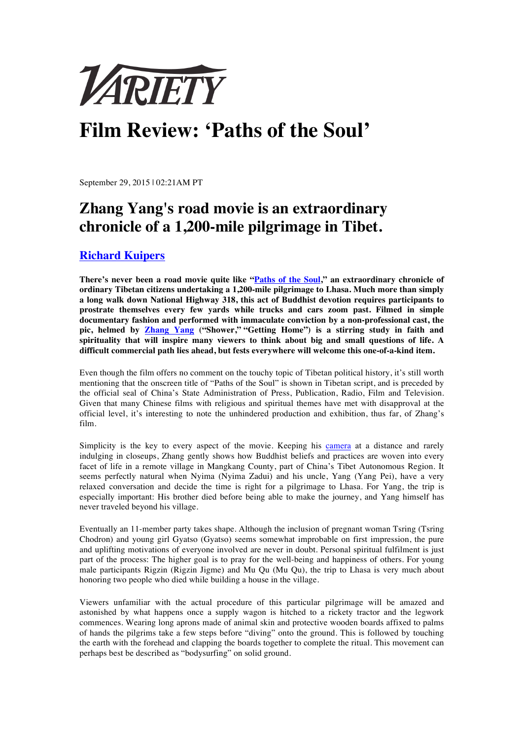VARIETY

# Film Review: 'Paths of the Soul'

September 29, 2015 | 02:21AM PT

## Zhang Yang's road movie is an extraordinary chronicle of a 1,200-mile pilgrimage in Tibet.

### Richard Kuipers

**There's never been a road movie quite like "Paths of the Soul," an extraordinary chronicle of ordinary Tibetan citizens undertaking a 1,200-mile pilgrimage to Lhasa. Much more than simply a long walk down National Highway 318, this act of Buddhist devotion requires participants to prostrate themselves every few yards while trucks and cars zoom past. Filmed in simple documentary fashion and performed with immaculate conviction by a non-professional cast, the pic, helmed by Zhang Yang ("Shower," "Getting Home") is a stirring study in faith and spirituality that will inspire many viewers to think about big and small questions of life. A difficult commercial path lies ahead, but fests everywhere will welcome this one-of-a-kind item.**

Even though the film offers no comment on the touchy topic of Tibetan political history, it's still worth mentioning that the onscreen title of "Paths of the Soul" is shown in Tibetan script, and is preceded by the official seal of China's State Administration of Press, Publication, Radio, Film and Television. Given that many Chinese films with religious and spiritual themes have met with disapproval at the official level, it's interesting to note the unhindered production and exhibition, thus far, of Zhang's film.

Simplicity is the key to every aspect of the movie. Keeping his camera at a distance and rarely indulging in closeups, Zhang gently shows how Buddhist beliefs and practices are woven into every facet of life in a remote village in Mangkang County, part of China's Tibet Autonomous Region. It seems perfectly natural when Nyima (Nyima Zadui) and his uncle, Yang (Yang Pei), have a very relaxed conversation and decide the time is right for a pilgrimage to Lhasa. For Yang, the trip is especially important: His brother died before being able to make the journey, and Yang himself has never traveled beyond his village.

Eventually an 11-member party takes shape. Although the inclusion of pregnant woman Tsring (Tsring Chodron) and young girl Gyatso (Gyatso) seems somewhat improbable on first impression, the pure and uplifting motivations of everyone involved are never in doubt. Personal spiritual fulfilment is just part of the process: The higher goal is to pray for the well-being and happiness of others. For young male participants Rigzin (Rigzin Jigme) and Mu Qu (Mu Qu), the trip to Lhasa is very much about honoring two people who died while building a house in the village.

Viewers unfamiliar with the actual procedure of this particular pilgrimage will be amazed and astonished by what happens once a supply wagon is hitched to a rickety tractor and the legwork commences. Wearing long aprons made of animal skin and protective wooden boards affixed to palms of hands the pilgrims take a few steps before "diving" onto the ground. This is followed by touching the earth with the forehead and clapping the boards together to complete the ritual. This movement can perhaps best be described as "bodysurfing" on solid ground.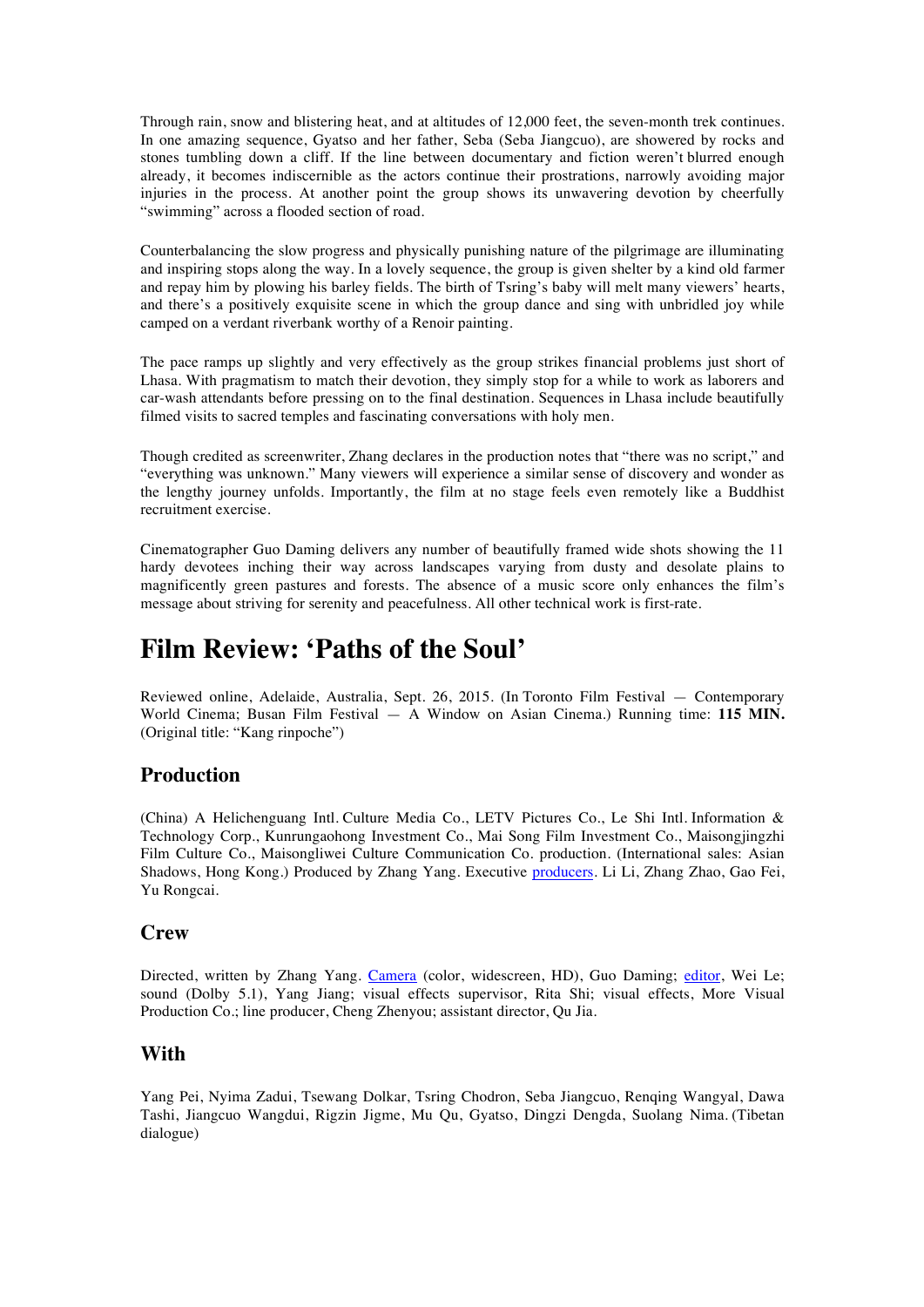Through rain, snow and blistering heat, and at altitudes of 12,000 feet, the seven-month trek continues. In one amazing sequence, Gyatso and her father, Seba (Seba Jiangcuo), are showered by rocks and stones tumbling down a cliff. If the line between documentary and fiction weren't blurred enough already, it becomes indiscernible as the actors continue their prostrations, narrowly avoiding major injuries in the process. At another point the group shows its unwavering devotion by cheerfully "swimming" across a flooded section of road.

Counterbalancing the slow progress and physically punishing nature of the pilgrimage are illuminating and inspiring stops along the way. In a lovely sequence, the group is given shelter by a kind old farmer and repay him by plowing his barley fields. The birth of Tsring's baby will melt many viewers' hearts, and there's a positively exquisite scene in which the group dance and sing with unbridled joy while camped on a verdant riverbank worthy of a Renoir painting.

The pace ramps up slightly and very effectively as the group strikes financial problems just short of Lhasa. With pragmatism to match their devotion, they simply stop for a while to work as laborers and car-wash attendants before pressing on to the final destination. Sequences in Lhasa include beautifully filmed visits to sacred temples and fascinating conversations with holy men.

Though credited as screenwriter, Zhang declares in the production notes that "there was no script," and "everything was unknown." Many viewers will experience a similar sense of discovery and wonder as the lengthy journey unfolds. Importantly, the film at no stage feels even remotely like a Buddhist recruitment exercise.

Cinematographer Guo Daming delivers any number of beautifully framed wide shots showing the 11 hardy devotees inching their way across landscapes varying from dusty and desolate plains to magnificently green pastures and forests. The absence of a music score only enhances the film's message about striving for serenity and peacefulness. All other technical work is first-rate.

# Film Review: 'Paths of the Soul'

Reviewed online, Adelaide, Australia, Sept. 26, 2015. (In Toronto Film Festival — Contemporary World Cinema; Busan Film Festival — A Window on Asian Cinema.) Running time: **115 MIN.** (Original title: "Kang rinpoche")

## Production

(China) A Helichenguang Intl. Culture Media Co., LETV Pictures Co., Le Shi Intl. Information & Technology Corp., Kunrungaohong Investment Co., Mai Song Film Investment Co., Maisongjingzhi Film Culture Co., Maisongliwei Culture Communication Co. production. (International sales: Asian Shadows, Hong Kong.) Produced by Zhang Yang. Executive producers. Li Li, Zhang Zhao, Gao Fei, Yu Rongcai.

## Crew

Directed, written by Zhang Yang. Camera (color, widescreen, HD), Guo Daming; editor, Wei Le; sound (Dolby 5.1), Yang Jiang; visual effects supervisor, Rita Shi; visual effects, More Visual Production Co.; line producer, Cheng Zhenyou; assistant director, Qu Jia.

## With

Yang Pei, Nyima Zadui, Tsewang Dolkar, Tsring Chodron, Seba Jiangcuo, Renqing Wangyal, Dawa Tashi, Jiangcuo Wangdui, Rigzin Jigme, Mu Qu, Gyatso, Dingzi Dengda, Suolang Nima. (Tibetan dialogue)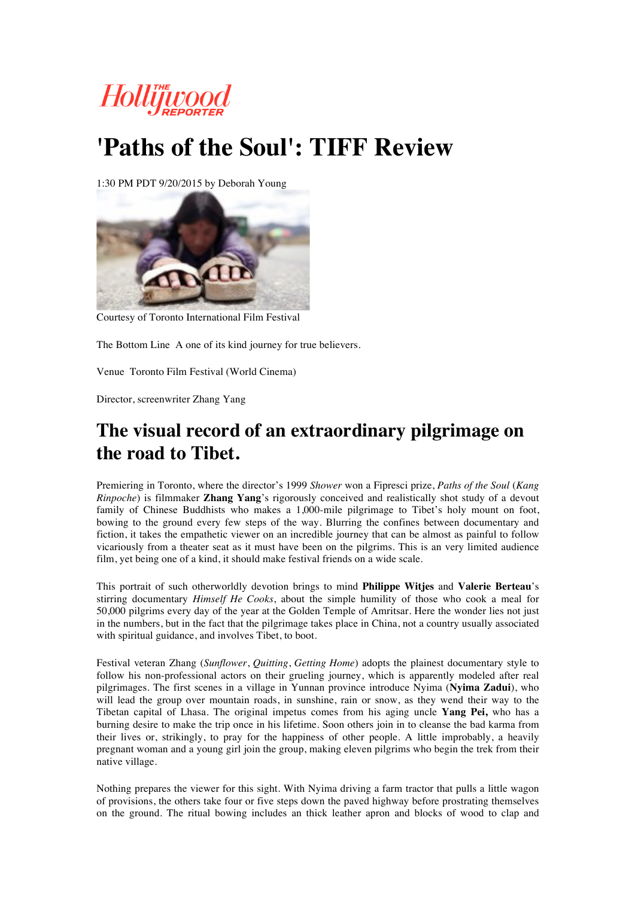# 'Paths of the Soul': TIFF Review

1:30 PM PDT 9/20/2015 by Deborah Young

Courtesy of Toronto International Film Festival

The Bottom Line A one of its kind journey for true believers.

Venue Toronto Film Festival (World Cinema)

Director, screenwriter Zhang Yang

## The visual record of an extraordinary pilgrimage on the road to Tibet.

Premiering in Toronto, where the director's 1999 *Shower* won a Fipresci prize, *Paths of the Soul* (*Kang Rinpoche*) is filmmaker **Zhang Yang**'s rigorously conceived and realistically shot study of a devout family of Chinese Buddhists who makes a 1,000-mile pilgrimage to Tibet's holy mount on foot, bowing to the ground every few steps of the way. Blurring the confines between documentary and fiction, it takes the empathetic viewer on an incredible journey that can be almost as painful to follow vicariously from a theater seat as it must have been on the pilgrims. This is an very limited audience film, yet being one of a kind, it should make festival friends on a wide scale.

This portrait of such otherworldly devotion brings to mind **Philippe Witjes** and **Valerie Berteau**'s stirring documentary *Himself He Cooks*, about the simple humility of those who cook a meal for 50,000 pilgrims every day of the year at the Golden Temple of Amritsar. Here the wonder lies not just in the numbers, but in the fact that the pilgrimage takes place in China, not a country usually associated with spiritual guidance, and involves Tibet, to boot.

Festival veteran Zhang (*Sunflower*, *Quitting*, *Getting Home*) adopts the plainest documentary style to follow his non-professional actors on their grueling journey, which is apparently modeled after real pilgrimages. The first scenes in a village in Yunnan province introduce Nyima (**Nyima Zadui**), who will lead the group over mountain roads, in sunshine, rain or snow, as they wend their way to the Tibetan capital of Lhasa. The original impetus comes from his aging uncle **Yang Pei,** who has a burning desire to make the trip once in his lifetime. Soon others join in to cleanse the bad karma from their lives or, strikingly, to pray for the happiness of other people. A little improbably, a heavily pregnant woman and a young girl join the group, making eleven pilgrims who begin the trek from their native village.

Nothing prepares the viewer for this sight. With Nyima driving a farm tractor that pulls a little wagon of provisions, the others take four or five steps down the paved highway before prostrating themselves on the ground. The ritual bowing includes an thick leather apron and blocks of wood to clap and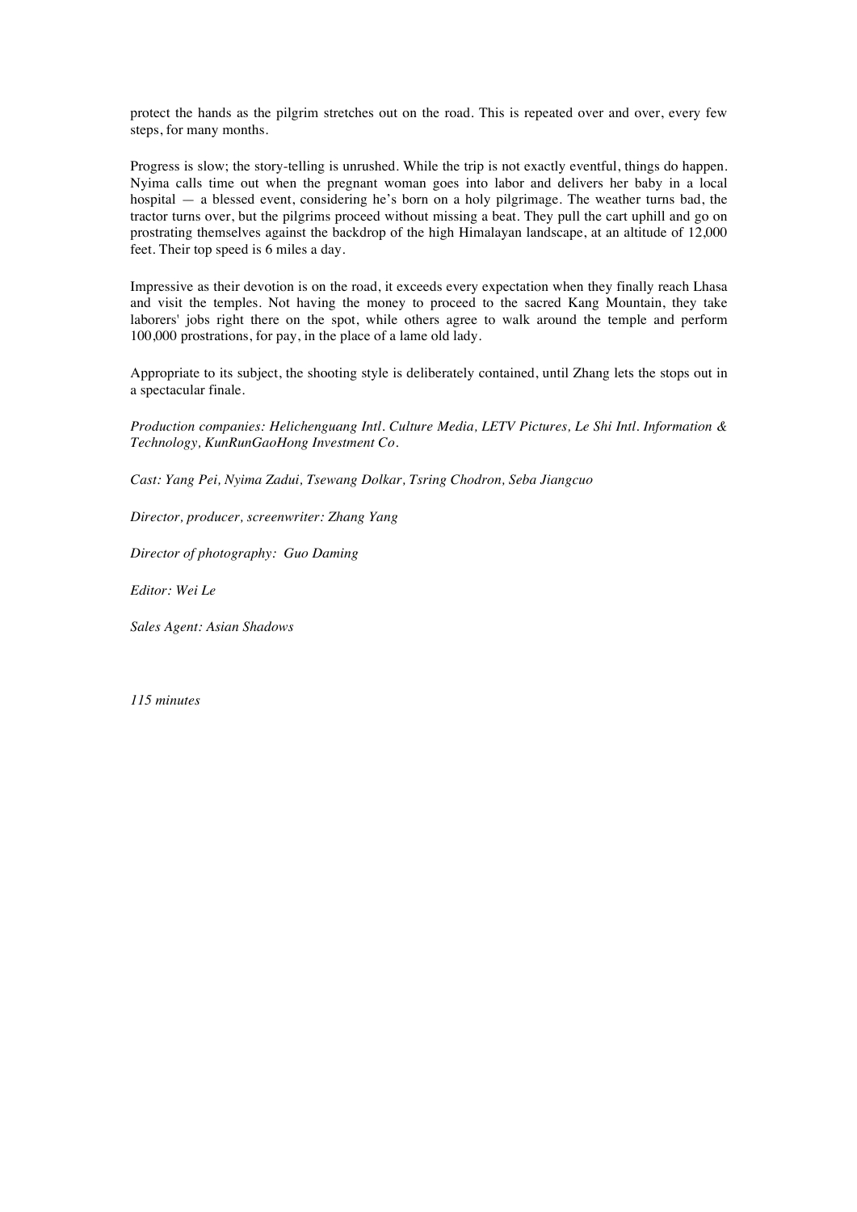protect the hands as the pilgrim stretches out on the road. This is repeated over and over, every few steps, for many months.

Progress is slow; the story-telling is unrushed. While the trip is not exactly eventful, things do happen. Nyima calls time out when the pregnant woman goes into labor and delivers her baby in a local hospital — a blessed event, considering he's born on a holy pilgrimage. The weather turns bad, the tractor turns over, but the pilgrims proceed without missing a beat. They pull the cart uphill and go on prostrating themselves against the backdrop of the high Himalayan landscape, at an altitude of 12,000 feet. Their top speed is 6 miles a day.

Impressive as their devotion is on the road, it exceeds every expectation when they finally reach Lhasa and visit the temples. Not having the money to proceed to the sacred Kang Mountain, they take laborers' jobs right there on the spot, while others agree to walk around the temple and perform 100,000 prostrations, for pay, in the place of a lame old lady.

Appropriate to its subject, the shooting style is deliberately contained, until Zhang lets the stops out in a spectacular finale.

*Production companies: Helichenguang Intl. Culture Media, LETV Pictures, Le Shi Intl. Information & Technology, KunRunGaoHong Investment Co.*

*Cast: Yang Pei, Nyima Zadui, Tsewang Dolkar, Tsring Chodron, Seba Jiangcuo*

*Director, producer, screenwriter: Zhang Yang*

*Director of photography: Guo Daming*

*Editor: Wei Le*

*Sales Agent: Asian Shadows*

*115 minutes*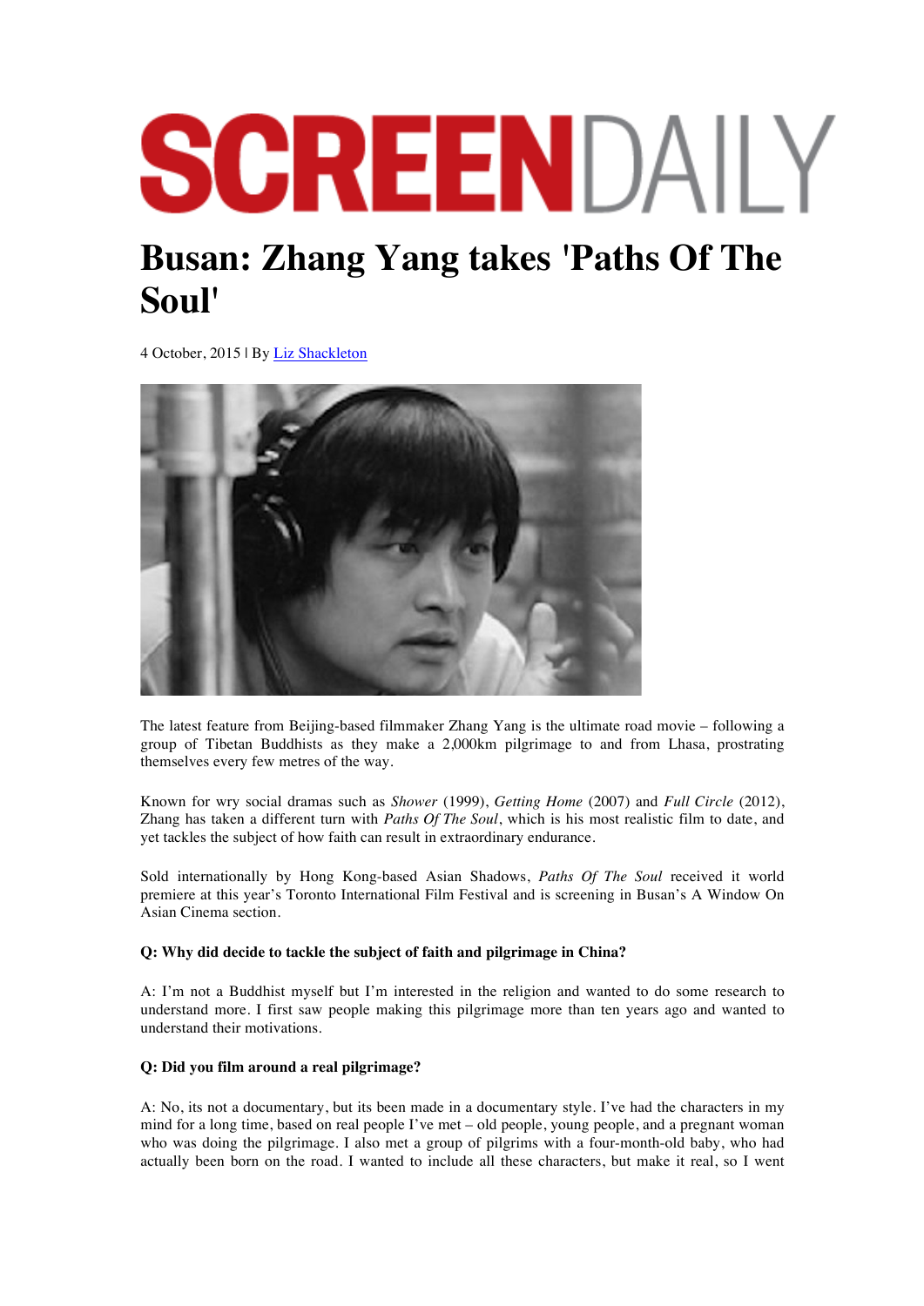# SCREENDAILY

# Busan: Zhang Yang takes 'Paths Of The Soul'

4 October, 2015 | By Liz Shackleton

The latest feature from Beijing-based filmmaker Zhang Yang is the ultimate road movie – following a group of Tibetan Buddhists as they make a 2,000km pilgrimage to and from Lhasa, prostrating themselves every few metres of the way.

Known for wry social dramas such as *Shower* (1999), *Getting Home* (2007) and *Full Circle* (2012), Zhang has taken a different turn with *Paths Of The Soul*, which is his most realistic film to date, and yet tackles the subject of how faith can result in extraordinary endurance.

Sold internationally by Hong Kong-based Asian Shadows, *Paths Of The Soul* received it world premiere at this year's Toronto International Film Festival and is screening in Busan's A Window On Asian Cinema section.

**Q: Why did decide to tackle the subject of faith and pilgrimage in China?**

A: I'm not a Buddhist myself but I'm interested in the religion and wanted to do some research to understand more. I first saw people making this pilgrimage more than ten years ago and wanted to understand their motivations.

**Q: Did you film around a real pilgrimage?**

A: No, its not a documentary, but its been made in a documentary style. I've had the characters in my mind for a long time, based on real people I've met – old people, young people, and a pregnant woman who was doing the pilgrimage. I also met a group of pilgrims with a four-month-old baby, who had actually been born on the road. I wanted to include all these characters, but make it real, so I went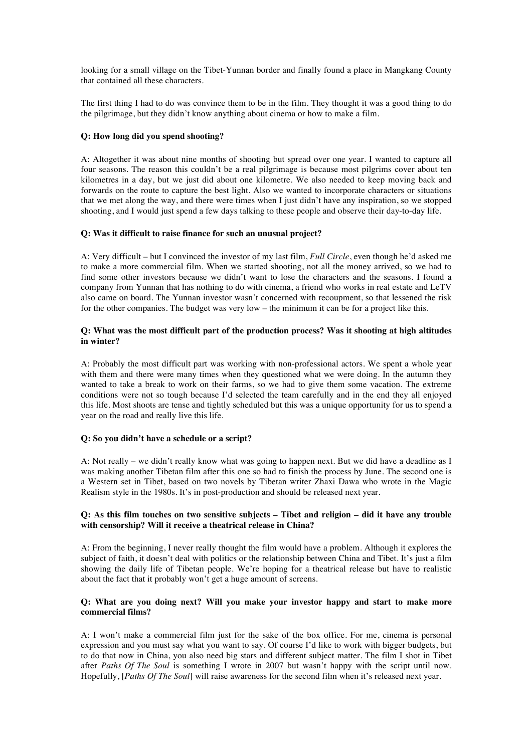looking for a small village on the Tibet-Yunnan border and finally found a place in Mangkang County that contained all these characters.

The first thing I had to do was convince them to be in the film. They thought it was a good thing to do the pilgrimage, but they didn't know anything about cinema or how to make a film.

**Q: How long did you spend shooting?**

A: Altogether it was about nine months of shooting but spread over one year. I wanted to capture all four seasons. The reason this couldn't be a real pilgrimage is because most pilgrims cover about ten kilometres in a day, but we just did about one kilometre. We also needed to keep moving back and forwards on the route to capture the best light. Also we wanted to incorporate characters or situations that we met along the way, and there were times when I just didn't have any inspiration, so we stopped shooting, and I would just spend a few days talking to these people and observe their day-to-day life.

**Q: Was it difficult to raise finance for such an unusual project?**

A: Very difficult – but I convinced the investor of my last film, *Full Circle*, even though he'd asked me to make a more commercial film. When we started shooting, not all the money arrived, so we had to find some other investors because we didn't want to lose the characters and the seasons. I found a company from Yunnan that has nothing to do with cinema, a friend who works in real estate and LeTV also came on board. The Yunnan investor wasn't concerned with recoupment, so that lessened the risk for the other companies. The budget was very low – the minimum it can be for a project like this.

**Q: What was the most difficult part of the production process? Was it shooting at high altitudes in winter?**

A: Probably the most difficult part was working with non-professional actors. We spent a whole year with them and there were many times when they questioned what we were doing. In the autumn they wanted to take a break to work on their farms, so we had to give them some vacation. The extreme conditions were not so tough because I'd selected the team carefully and in the end they all enjoyed this life. Most shoots are tense and tightly scheduled but this was a unique opportunity for us to spend a year on the road and really live this life.

**Q: So you didn't have a schedule or a script?**

A: Not really – we didn't really know what was going to happen next. But we did have a deadline as I was making another Tibetan film after this one so had to finish the process by June. The second one is a Western set in Tibet, based on two novels by Tibetan writer Zhaxi Dawa who wrote in the Magic Realism style in the 1980s. It's in post-production and should be released next year.

**Q: As this film touches on two sensitive subjects – Tibet and religion – did it have any trouble with censorship? Will it receive a theatrical release in China?**

A: From the beginning, I never really thought the film would have a problem. Although it explores the subject of faith, it doesn't deal with politics or the relationship between China and Tibet. It's just a film showing the daily life of Tibetan people. We're hoping for a theatrical release but have to realistic about the fact that it probably won't get a huge amount of screens.

**Q: What are you doing next? Will you make your investor happy and start to make more commercial films?**

A: I won't make a commercial film just for the sake of the box office. For me, cinema is personal expression and you must say what you want to say. Of course I'd like to work with bigger budgets, but to do that now in China, you also need big stars and different subject matter. The film I shot in Tibet after *Paths Of The Soul* is something I wrote in 2007 but wasn't happy with the script until now. Hopefully, [*Paths Of The Soul*] will raise awareness for the second film when it's released next year.